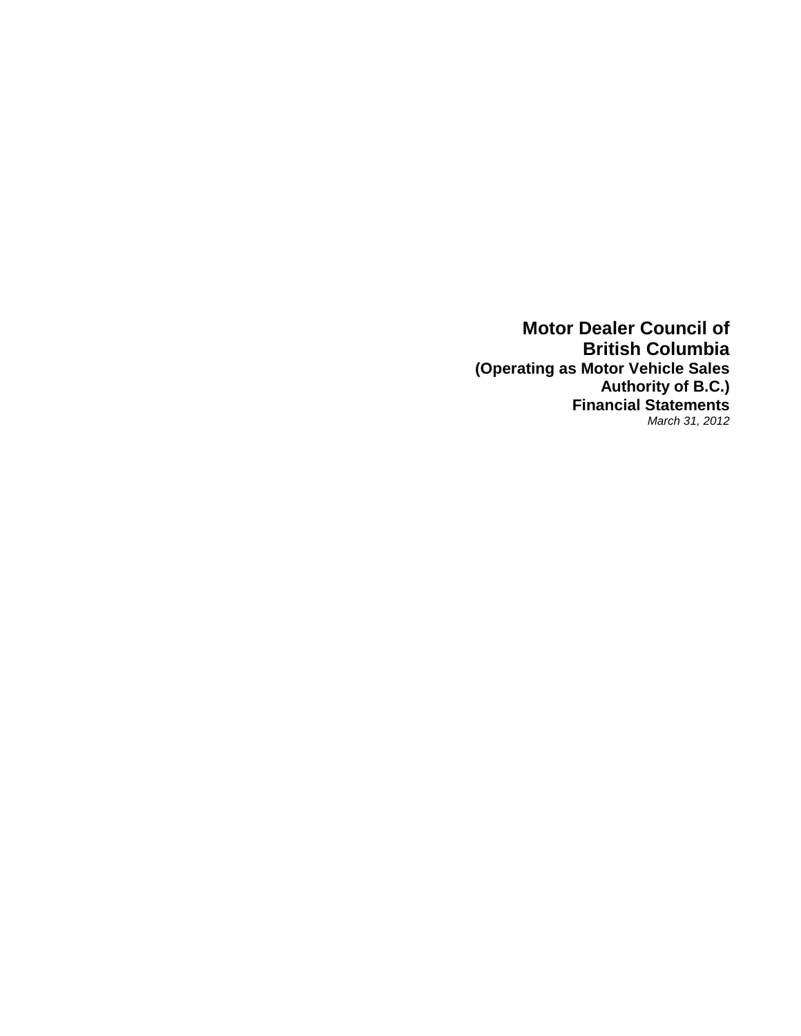# Motor Dealer Council of British Columbia

## (Operating as Motor Vehicle Sales Authority of B.C.)

## Financial Statements

*March 31, 2012*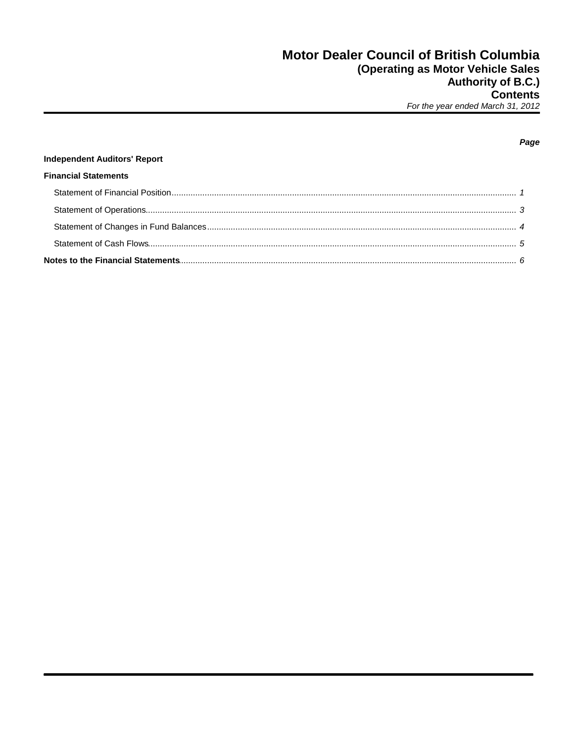# Motor Dealer Council of British Columbia
## (Operating as Motor Vehicle Sales Authority of B.C.)
## Contents

*For the year ended March 31, 2012*

| | *Page* |
|---|---|
| **Independent Auditors' Report** | |
| **Financial Statements** | |
| Statement of Financial Position | 1 |
| Statement of Operations | 3 |
| Statement of Changes in Fund Balances | 4 |
| Statement of Cash Flows | 5 |
| **Notes to the Financial Statements** | 6 |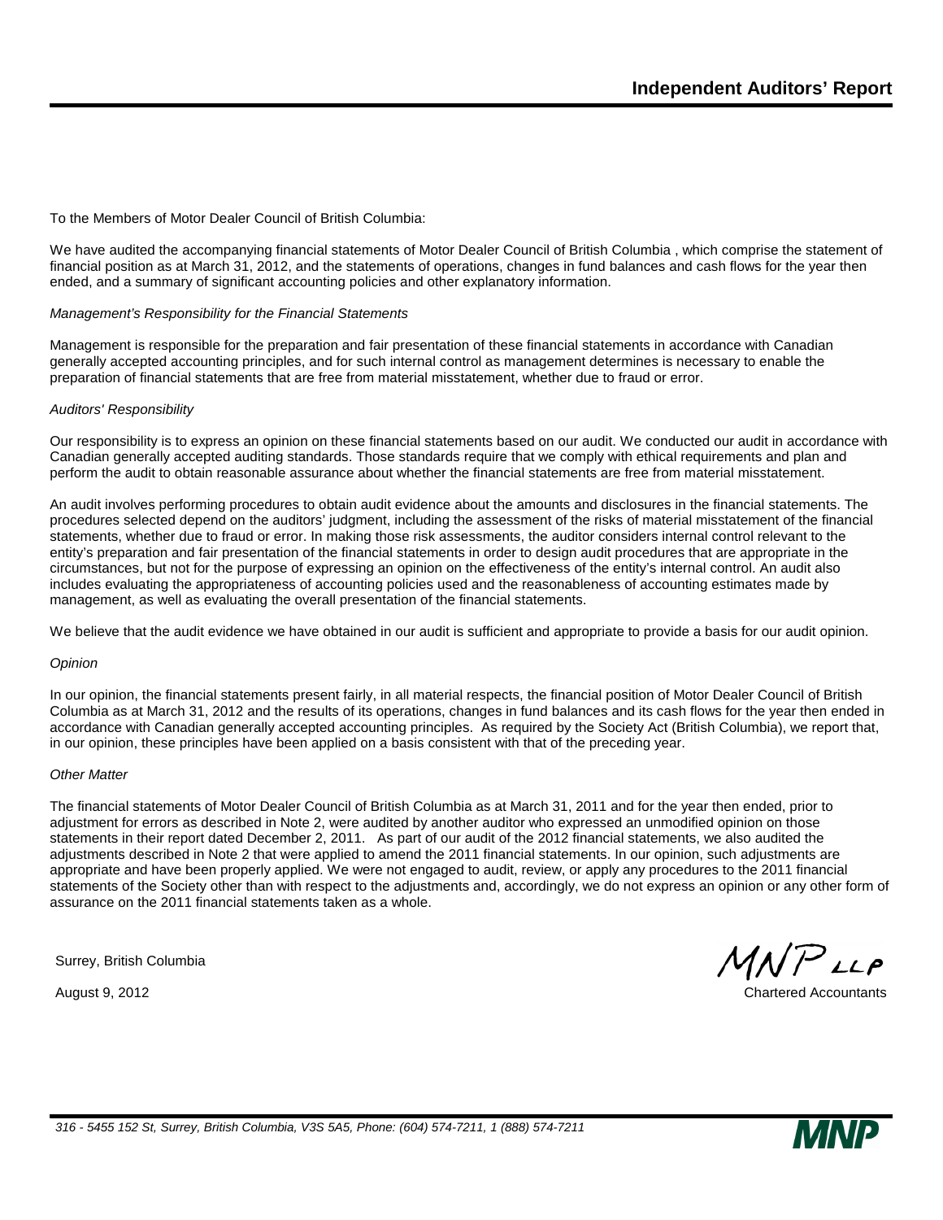# Independent Auditors' Report

To the Members of Motor Dealer Council of British Columbia:

We have audited the accompanying financial statements of Motor Dealer Council of British Columbia , which comprise the statement of financial position as at March 31, 2012, and the statements of operations, changes in fund balances and cash flows for the year then ended, and a summary of significant accounting policies and other explanatory information.

*Management's Responsibility for the Financial Statements*

Management is responsible for the preparation and fair presentation of these financial statements in accordance with Canadian generally accepted accounting principles, and for such internal control as management determines is necessary to enable the preparation of financial statements that are free from material misstatement, whether due to fraud or error.

*Auditors' Responsibility*

Our responsibility is to express an opinion on these financial statements based on our audit. We conducted our audit in accordance with Canadian generally accepted auditing standards. Those standards require that we comply with ethical requirements and plan and perform the audit to obtain reasonable assurance about whether the financial statements are free from material misstatement.

An audit involves performing procedures to obtain audit evidence about the amounts and disclosures in the financial statements. The procedures selected depend on the auditors' judgment, including the assessment of the risks of material misstatement of the financial statements, whether due to fraud or error. In making those risk assessments, the auditor considers internal control relevant to the entity's preparation and fair presentation of the financial statements in order to design audit procedures that are appropriate in the circumstances, but not for the purpose of expressing an opinion on the effectiveness of the entity's internal control. An audit also includes evaluating the appropriateness of accounting policies used and the reasonableness of accounting estimates made by management, as well as evaluating the overall presentation of the financial statements.

We believe that the audit evidence we have obtained in our audit is sufficient and appropriate to provide a basis for our audit opinion.

*Opinion*

In our opinion, the financial statements present fairly, in all material respects, the financial position of Motor Dealer Council of British Columbia as at March 31, 2012 and the results of its operations, changes in fund balances and its cash flows for the year then ended in accordance with Canadian generally accepted accounting principles. As required by the Society Act (British Columbia), we report that, in our opinion, these principles have been applied on a basis consistent with that of the preceding year.

*Other Matter*

The financial statements of Motor Dealer Council of British Columbia as at March 31, 2011 and for the year then ended, prior to adjustment for errors as described in Note 2, were audited by another auditor who expressed an unmodified opinion on those statements in their report dated December 2, 2011. As part of our audit of the 2012 financial statements, we also audited the adjustments described in Note 2 that were applied to amend the 2011 financial statements. In our opinion, such adjustments are appropriate and have been properly applied. We were not engaged to audit, review, or apply any procedures to the 2011 financial statements of the Society other than with respect to the adjustments and, accordingly, we do not express an opinion or any other form of assurance on the 2011 financial statements taken as a whole.

Surrey, British Columbia

August 9, 2012

MNP LLP

Chartered Accountants

316 - 5455 152 St, Surrey, British Columbia, V3S 5A5, Phone: (604) 574-7211, 1 (888) 574-7211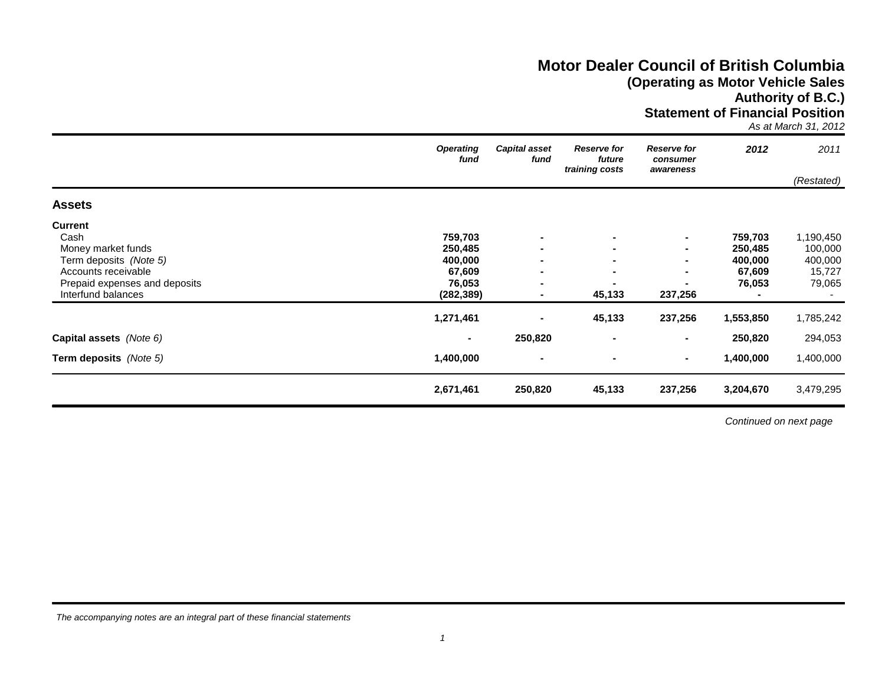# Motor Dealer Council of British Columbia
## (Operating as Motor Vehicle Sales Authority of B.C.)
## Statement of Financial Position
*As at March 31, 2012*

| | *Operating fund* | *Capital asset fund* | *Reserve for future training costs* | *Reserve for consumer awareness* | **2012** | *2011* |
|---|---|---|---|---|---|---|
| | | | | | | *(Restated)* |
| **Assets** | | | | | | |
| **Current** | | | | | | |
| Cash | **759,703** | **-** | **-** | **-** | **759,703** | 1,190,450 |
| Money market funds | **250,485** | **-** | **-** | **-** | **250,485** | 100,000 |
| Term deposits *(Note 5)* | **400,000** | **-** | **-** | **-** | **400,000** | 400,000 |
| Accounts receivable | **67,609** | **-** | **-** | **-** | **67,609** | 15,727 |
| Prepaid expenses and deposits | **76,053** | **-** | **-** | **-** | **76,053** | 79,065 |
| Interfund balances | **(282,389)** | **-** | **45,133** | **237,256** | **-** | - |
| | **1,271,461** | **-** | **45,133** | **237,256** | **1,553,850** | 1,785,242 |
| **Capital assets** *(Note 6)* | **-** | **250,820** | **-** | **-** | **250,820** | 294,053 |
| **Term deposits** *(Note 5)* | **1,400,000** | **-** | **-** | **-** | **1,400,000** | 1,400,000 |
| | **2,671,461** | **250,820** | **45,133** | **237,256** | **3,204,670** | 3,479,295 |

*Continued on next page*

*The accompanying notes are an integral part of these financial statements*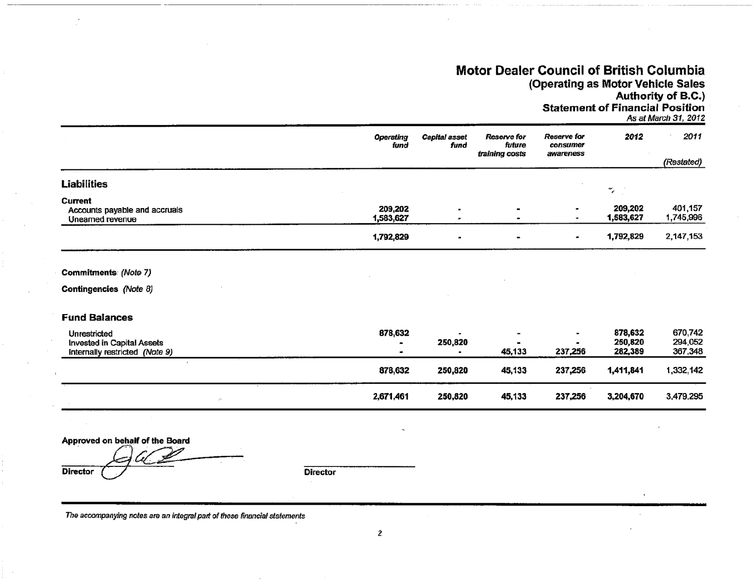# Motor Dealer Council of British Columbia

## (Operating as Motor Vehicle Sales Authority of B.C.)

### Statement of Financial Position

*As at March 31, 2012*

| | *Operating fund* | *Capital asset fund* | *Reserve for future training costs* | *Reserve for consumer awareness* | *2012* | *2011* (Restated) |
|---|---|---|---|---|---|---|
| **Liabilities** | | | | | | |
| **Current** | | | | | | |
| Accounts payable and accruals | 209,202 | - | - | - | 209,202 | 401,157 |
| Unearned revenue | 1,583,627 | - | - | - | 1,583,627 | 1,745,996 |
| | 1,792,829 | - | - | - | 1,792,829 | 2,147,153 |
| **Commitments** *(Note 7)* | | | | | | |
| **Contingencies** *(Note 8)* | | | | | | |
| **Fund Balances** | | | | | | |
| Unrestricted | 878,632 | - | - | - | 878,632 | 670,742 |
| Invested in Capital Assets | - | 250,820 | - | - | 250,820 | 294,052 |
| Internally restricted *(Note 9)* | - | - | 45,133 | 237,256 | 282,389 | 367,348 |
| | 878,632 | 250,820 | 45,133 | 237,256 | 1,411,841 | 1,332,142 |
| | 2,671,461 | 250,820 | 45,133 | 237,256 | 3,204,670 | 3,479,295 |

**Approved on behalf of the Board**

**Director** ____________________ **Director** ____________________

*The accompanying notes are an integral part of these financial statements*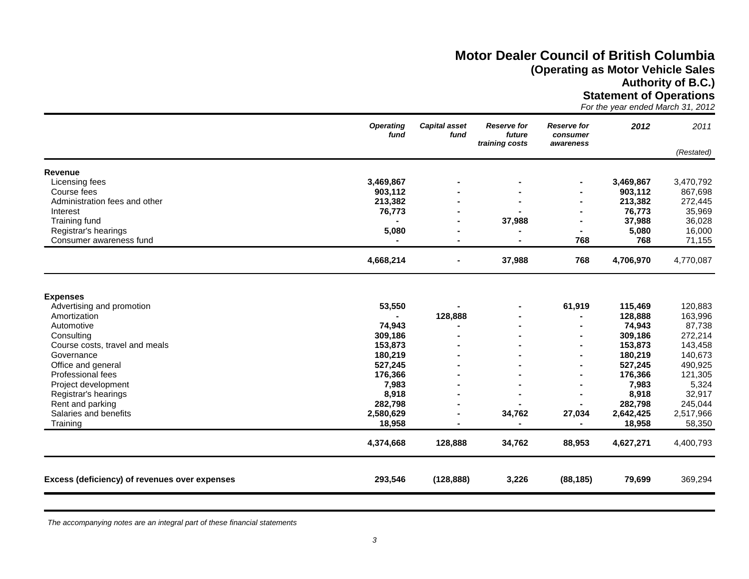# Motor Dealer Council of British Columbia
## (Operating as Motor Vehicle Sales Authority of B.C.)
## Statement of Operations
*For the year ended March 31, 2012*

| | *Operating fund* | *Capital asset fund* | *Reserve for future training costs* | *Reserve for consumer awareness* | *2012* | *2011* (Restated) |
|---|---|---|---|---|---|---|
| **Revenue** | | | | | | |
| Licensing fees | **3,469,867** | **-** | **-** | **-** | **3,469,867** | 3,470,792 |
| Course fees | **903,112** | **-** | **-** | **-** | **903,112** | 867,698 |
| Administration fees and other | **213,382** | **-** | **-** | **-** | **213,382** | 272,445 |
| Interest | **76,773** | **-** | **-** | **-** | **76,773** | 35,969 |
| Training fund | **-** | **-** | **37,988** | **-** | **37,988** | 36,028 |
| Registrar's hearings | **5,080** | **-** | **-** | **-** | **5,080** | 16,000 |
| Consumer awareness fund | **-** | **-** | **-** | **768** | **768** | 71,155 |
| | **4,668,214** | **-** | **37,988** | **768** | **4,706,970** | 4,770,087 |
| **Expenses** | | | | | | |
| Advertising and promotion | **53,550** | **-** | **-** | **61,919** | **115,469** | 120,883 |
| Amortization | **-** | **128,888** | **-** | **-** | **128,888** | 163,996 |
| Automotive | **74,943** | **-** | **-** | **-** | **74,943** | 87,738 |
| Consulting | **309,186** | **-** | **-** | **-** | **309,186** | 272,214 |
| Course costs, travel and meals | **153,873** | **-** | **-** | **-** | **153,873** | 143,458 |
| Governance | **180,219** | **-** | **-** | **-** | **180,219** | 140,673 |
| Office and general | **527,245** | **-** | **-** | **-** | **527,245** | 490,925 |
| Professional fees | **176,366** | **-** | **-** | **-** | **176,366** | 121,305 |
| Project development | **7,983** | **-** | **-** | **-** | **7,983** | 5,324 |
| Registrar's hearings | **8,918** | **-** | **-** | **-** | **8,918** | 32,917 |
| Rent and parking | **282,798** | **-** | **-** | **-** | **282,798** | 245,044 |
| Salaries and benefits | **2,580,629** | **-** | **34,762** | **27,034** | **2,642,425** | 2,517,966 |
| Training | **18,958** | **-** | **-** | **-** | **18,958** | 58,350 |
| | **4,374,668** | **128,888** | **34,762** | **88,953** | **4,627,271** | 4,400,793 |
| **Excess (deficiency) of revenues over expenses** | **293,546** | **(128,888)** | **3,226** | **(88,185)** | **79,699** | 369,294 |

*The accompanying notes are an integral part of these financial statements*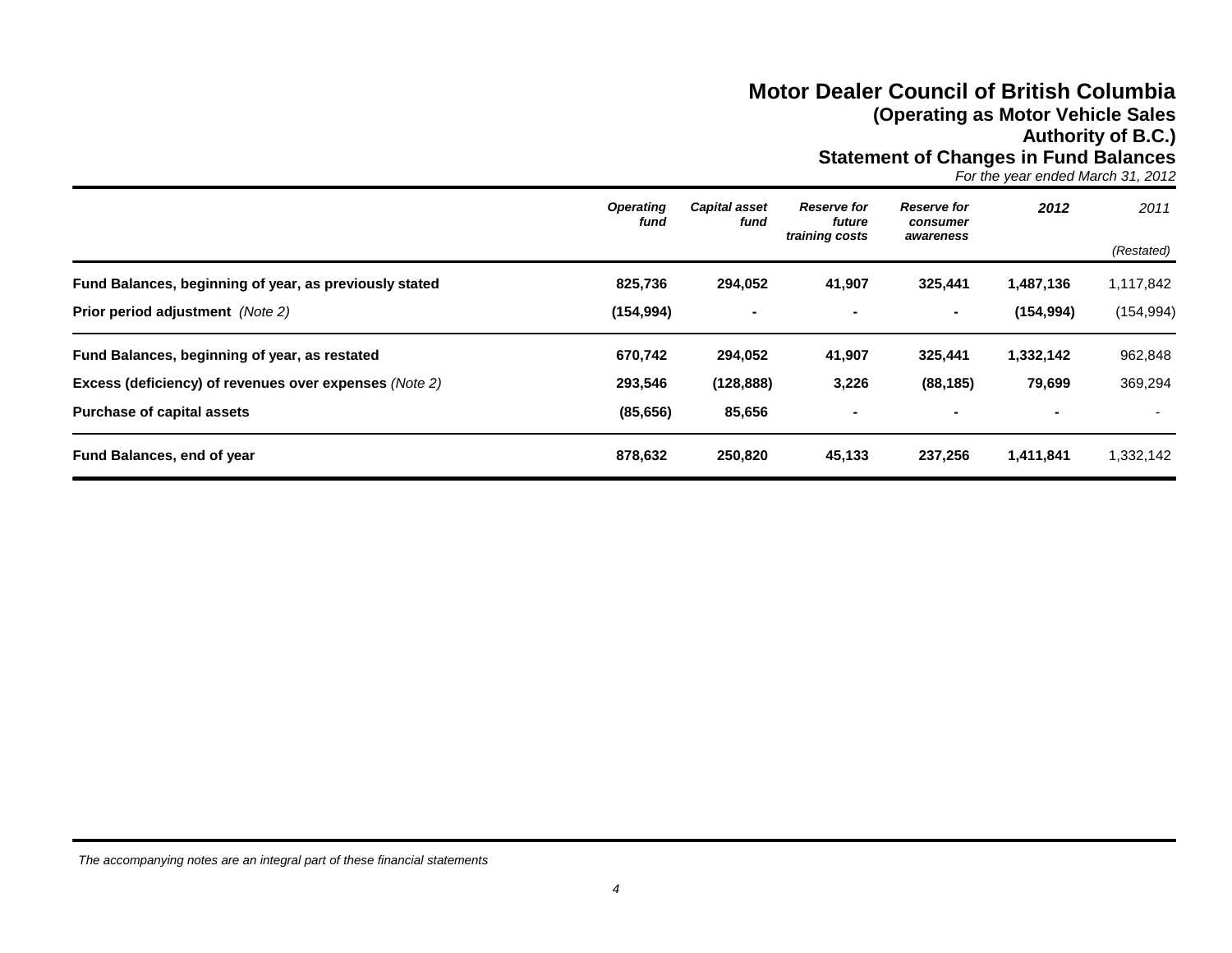# Motor Dealer Council of British Columbia

## (Operating as Motor Vehicle Sales Authority of B.C.)

## Statement of Changes in Fund Balances

*For the year ended March 31, 2012*

| | *Operating fund* | *Capital asset fund* | *Reserve for future training costs* | *Reserve for consumer awareness* | *2012* | *2011* (Restated) |
|---|---|---|---|---|---|---|
| **Fund Balances, beginning of year, as previously stated** | **825,736** | **294,052** | **41,907** | **325,441** | **1,487,136** | 1,117,842 |
| **Prior period adjustment** *(Note 2)* | **(154,994)** | **-** | **-** | **-** | **(154,994)** | (154,994) |
| **Fund Balances, beginning of year, as restated** | **670,742** | **294,052** | **41,907** | **325,441** | **1,332,142** | 962,848 |
| **Excess (deficiency) of revenues over expenses** *(Note 2)* | **293,546** | **(128,888)** | **3,226** | **(88,185)** | **79,699** | 369,294 |
| **Purchase of capital assets** | **(85,656)** | **85,656** | **-** | **-** | **-** | - |
| **Fund Balances, end of year** | **878,632** | **250,820** | **45,133** | **237,256** | **1,411,841** | 1,332,142 |

*The accompanying notes are an integral part of these financial statements*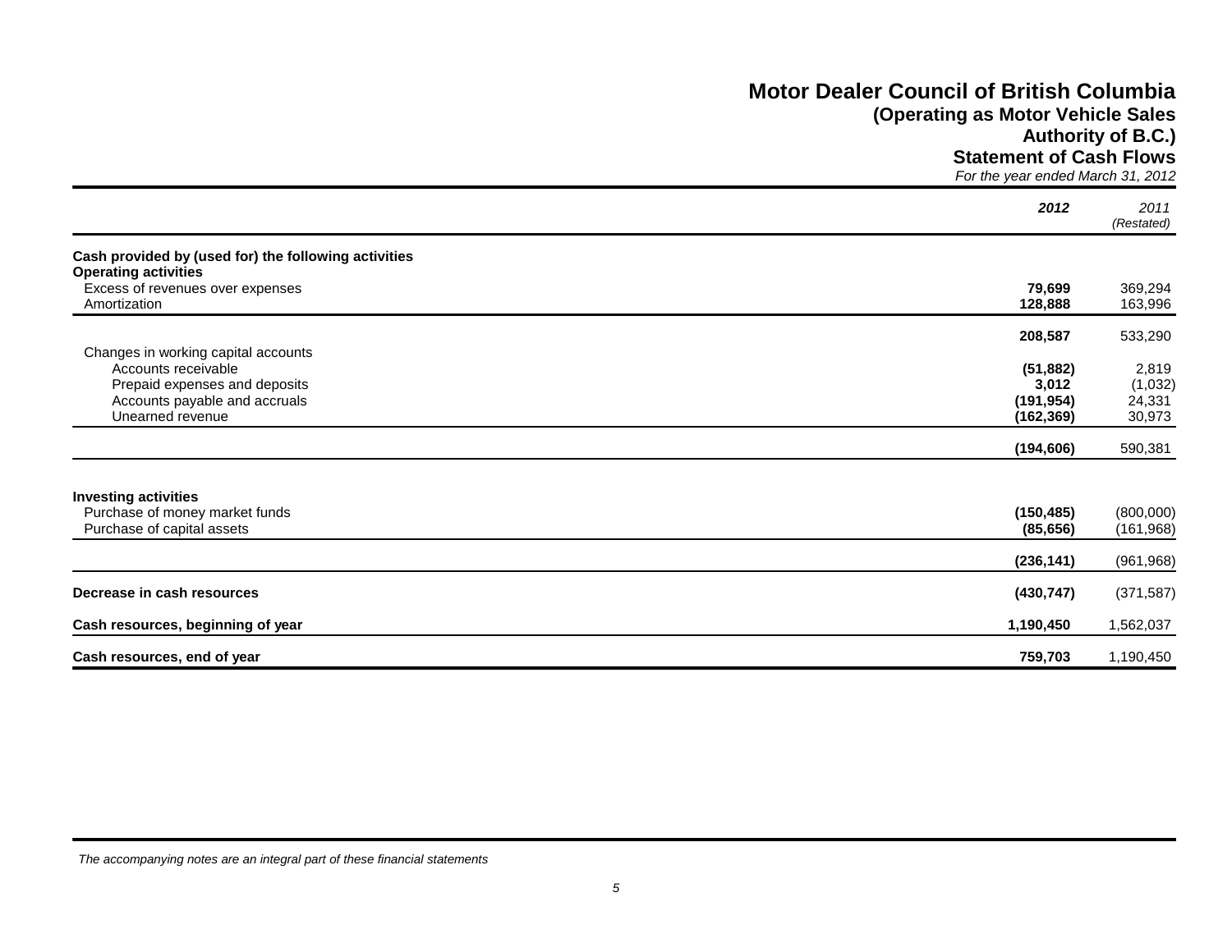# Motor Dealer Council of British Columbia
## (Operating as Motor Vehicle Sales Authority of B.C.)
## Statement of Cash Flows
*For the year ended March 31, 2012*

| | **2012** | 2011 (Restated) |
|---|---|---|
| **Cash provided by (used for) the following activities** | | |
| **Operating activities** | | |
| Excess of revenues over expenses | **79,699** | 369,294 |
| Amortization | **128,888** | 163,996 |
| | **208,587** | 533,290 |
| Changes in working capital accounts | | |
| Accounts receivable | **(51,882)** | 2,819 |
| Prepaid expenses and deposits | **3,012** | (1,032) |
| Accounts payable and accruals | **(191,954)** | 24,331 |
| Unearned revenue | **(162,369)** | 30,973 |
| | **(194,606)** | 590,381 |
| **Investing activities** | | |
| Purchase of money market funds | **(150,485)** | (800,000) |
| Purchase of capital assets | **(85,656)** | (161,968) |
| | **(236,141)** | (961,968) |
| **Decrease in cash resources** | **(430,747)** | (371,587) |
| **Cash resources, beginning of year** | **1,190,450** | 1,562,037 |
| **Cash resources, end of year** | **759,703** | 1,190,450 |

*The accompanying notes are an integral part of these financial statements*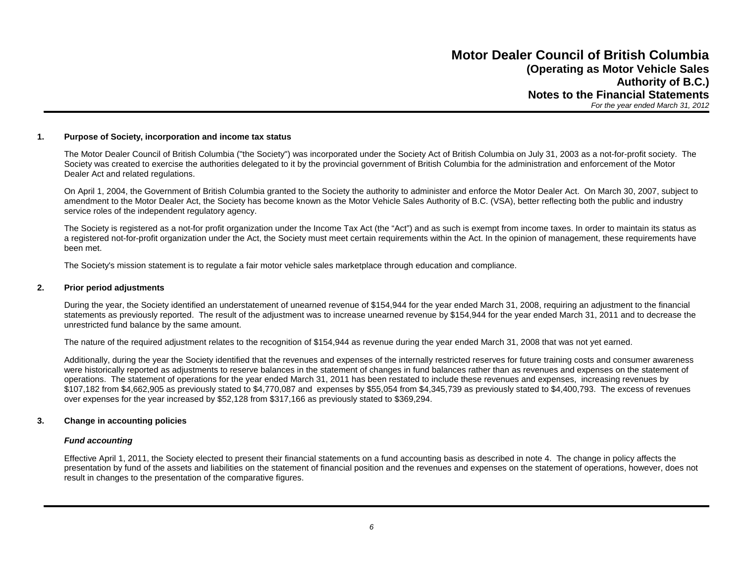# Motor Dealer Council of British Columbia
## (Operating as Motor Vehicle Sales Authority of B.C.)
## Notes to the Financial Statements
*For the year ended March 31, 2012*

**1. Purpose of Society, incorporation and income tax status**

The Motor Dealer Council of British Columbia ("the Society") was incorporated under the Society Act of British Columbia on July 31, 2003 as a not-for-profit society. The Society was created to exercise the authorities delegated to it by the provincial government of British Columbia for the administration and enforcement of the Motor Dealer Act and related regulations.

On April 1, 2004, the Government of British Columbia granted to the Society the authority to administer and enforce the Motor Dealer Act. On March 30, 2007, subject to amendment to the Motor Dealer Act, the Society has become known as the Motor Vehicle Sales Authority of B.C. (VSA), better reflecting both the public and industry service roles of the independent regulatory agency.

The Society is registered as a not-for profit organization under the Income Tax Act (the "Act") and as such is exempt from income taxes. In order to maintain its status as a registered not-for-profit organization under the Act, the Society must meet certain requirements within the Act. In the opinion of management, these requirements have been met.

The Society's mission statement is to regulate a fair motor vehicle sales marketplace through education and compliance.

**2. Prior period adjustments**

During the year, the Society identified an understatement of unearned revenue of $154,944 for the year ended March 31, 2008, requiring an adjustment to the financial statements as previously reported. The result of the adjustment was to increase unearned revenue by $154,944 for the year ended March 31, 2011 and to decrease the unrestricted fund balance by the same amount.

The nature of the required adjustment relates to the recognition of $154,944 as revenue during the year ended March 31, 2008 that was not yet earned.

Additionally, during the year the Society identified that the revenues and expenses of the internally restricted reserves for future training costs and consumer awareness were historically reported as adjustments to reserve balances in the statement of changes in fund balances rather than as revenues and expenses on the statement of operations. The statement of operations for the year ended March 31, 2011 has been restated to include these revenues and expenses, increasing revenues by $107,182 from $4,662,905 as previously stated to $4,770,087 and expenses by $55,054 from $4,345,739 as previously stated to $4,400,793. The excess of revenues over expenses for the year increased by $52,128 from $317,166 as previously stated to $369,294.

**3. Change in accounting policies**

***Fund accounting***

Effective April 1, 2011, the Society elected to present their financial statements on a fund accounting basis as described in note 4. The change in policy affects the presentation by fund of the assets and liabilities on the statement of financial position and the revenues and expenses on the statement of operations, however, does not result in changes to the presentation of the comparative figures.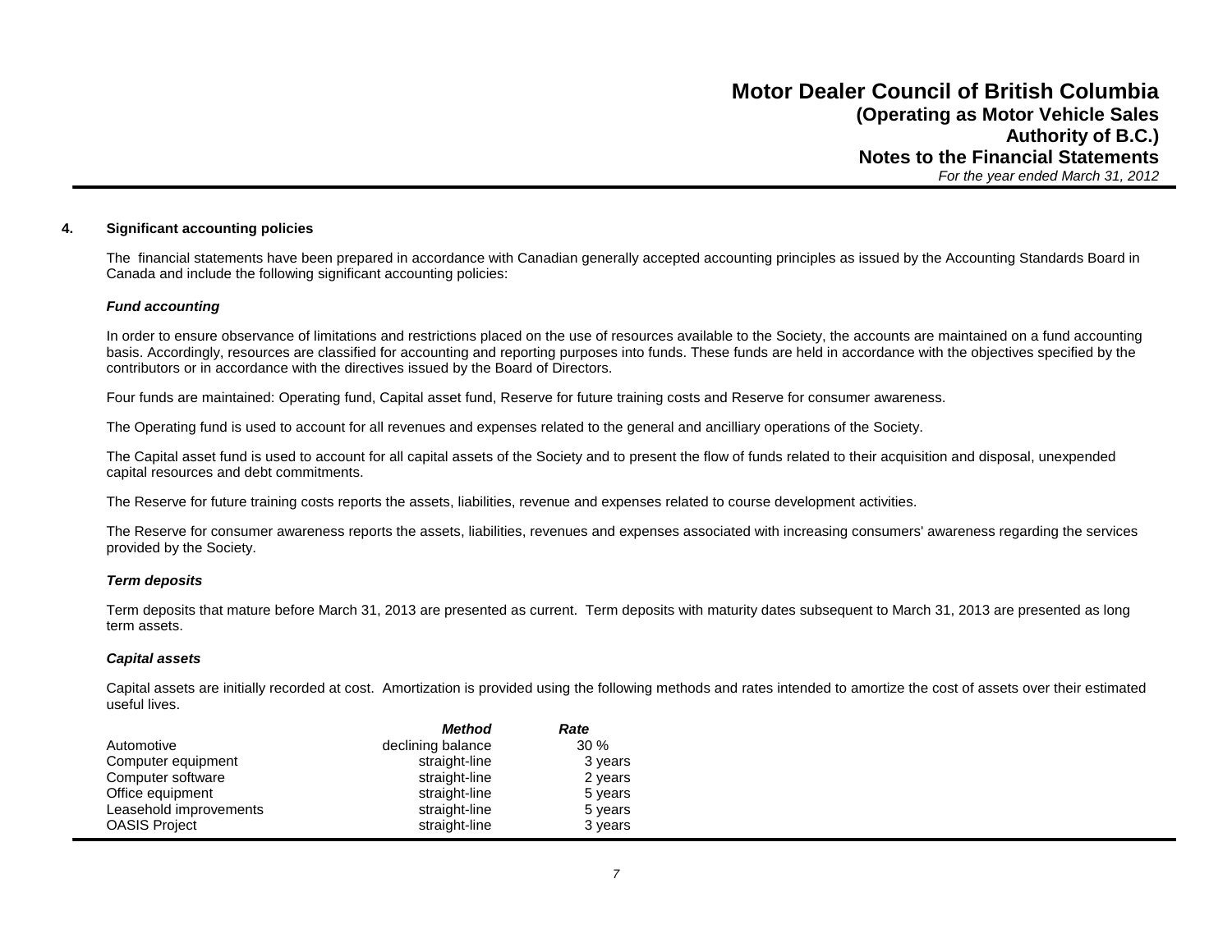## 4. Significant accounting policies

The financial statements have been prepared in accordance with Canadian generally accepted accounting principles as issued by the Accounting Standards Board in Canada and include the following significant accounting policies:

### *Fund accounting*

In order to ensure observance of limitations and restrictions placed on the use of resources available to the Society, the accounts are maintained on a fund accounting basis. Accordingly, resources are classified for accounting and reporting purposes into funds. These funds are held in accordance with the objectives specified by the contributors or in accordance with the directives issued by the Board of Directors.

Four funds are maintained: Operating fund, Capital asset fund, Reserve for future training costs and Reserve for consumer awareness.

The Operating fund is used to account for all revenues and expenses related to the general and ancilliary operations of the Society.

The Capital asset fund is used to account for all capital assets of the Society and to present the flow of funds related to their acquisition and disposal, unexpended capital resources and debt commitments.

The Reserve for future training costs reports the assets, liabilities, revenue and expenses related to course development activities.

The Reserve for consumer awareness reports the assets, liabilities, revenues and expenses associated with increasing consumers' awareness regarding the services provided by the Society.

### *Term deposits*

Term deposits that mature before March 31, 2013 are presented as current. Term deposits with maturity dates subsequent to March 31, 2013 are presented as long term assets.

### *Capital assets*

Capital assets are initially recorded at cost. Amortization is provided using the following methods and rates intended to amortize the cost of assets over their estimated useful lives.

| | *Method* | *Rate* |
|---|---|---|
| Automotive | declining balance | 30 % |
| Computer equipment | straight-line | 3 years |
| Computer software | straight-line | 2 years |
| Office equipment | straight-line | 5 years |
| Leasehold improvements | straight-line | 5 years |
| OASIS Project | straight-line | 3 years |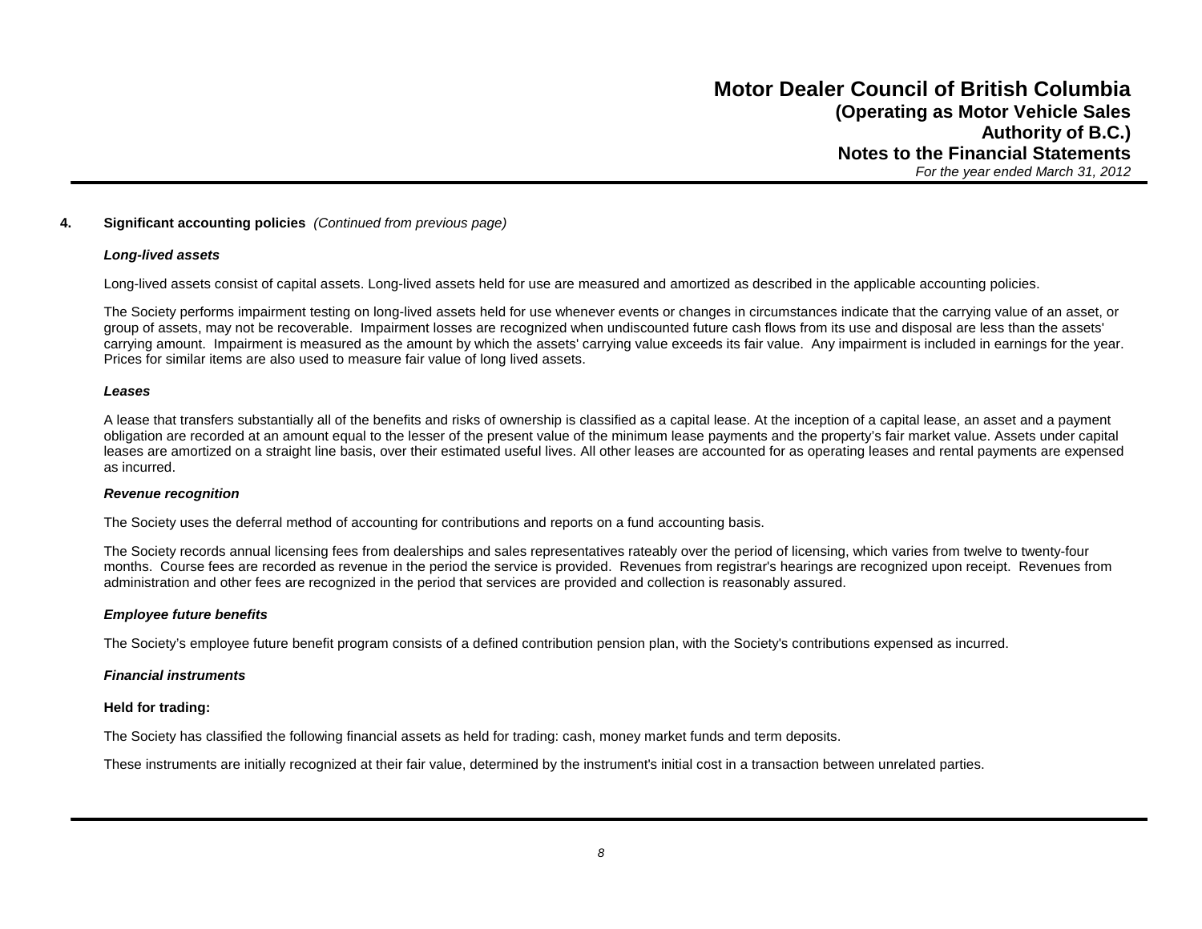**4. Significant accounting policies** *(Continued from previous page)*

***Long-lived assets***

Long-lived assets consist of capital assets. Long-lived assets held for use are measured and amortized as described in the applicable accounting policies.

The Society performs impairment testing on long-lived assets held for use whenever events or changes in circumstances indicate that the carrying value of an asset, or group of assets, may not be recoverable. Impairment losses are recognized when undiscounted future cash flows from its use and disposal are less than the assets' carrying amount. Impairment is measured as the amount by which the assets' carrying value exceeds its fair value. Any impairment is included in earnings for the year. Prices for similar items are also used to measure fair value of long lived assets.

***Leases***

A lease that transfers substantially all of the benefits and risks of ownership is classified as a capital lease. At the inception of a capital lease, an asset and a payment obligation are recorded at an amount equal to the lesser of the present value of the minimum lease payments and the property's fair market value. Assets under capital leases are amortized on a straight line basis, over their estimated useful lives. All other leases are accounted for as operating leases and rental payments are expensed as incurred.

***Revenue recognition***

The Society uses the deferral method of accounting for contributions and reports on a fund accounting basis.

The Society records annual licensing fees from dealerships and sales representatives rateably over the period of licensing, which varies from twelve to twenty-four months. Course fees are recorded as revenue in the period the service is provided. Revenues from registrar's hearings are recognized upon receipt. Revenues from administration and other fees are recognized in the period that services are provided and collection is reasonably assured.

***Employee future benefits***

The Society's employee future benefit program consists of a defined contribution pension plan, with the Society's contributions expensed as incurred.

***Financial instruments***

**Held for trading:**

The Society has classified the following financial assets as held for trading: cash, money market funds and term deposits.

These instruments are initially recognized at their fair value, determined by the instrument's initial cost in a transaction between unrelated parties.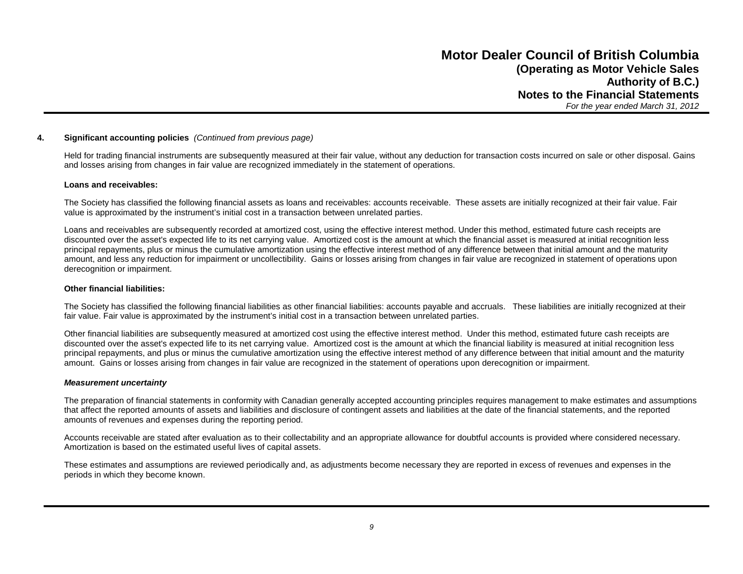**4. Significant accounting policies** *(Continued from previous page)*

Held for trading financial instruments are subsequently measured at their fair value, without any deduction for transaction costs incurred on sale or other disposal. Gains and losses arising from changes in fair value are recognized immediately in the statement of operations.

**Loans and receivables:**

The Society has classified the following financial assets as loans and receivables: accounts receivable. These assets are initially recognized at their fair value. Fair value is approximated by the instrument's initial cost in a transaction between unrelated parties.

Loans and receivables are subsequently recorded at amortized cost, using the effective interest method. Under this method, estimated future cash receipts are discounted over the asset's expected life to its net carrying value. Amortized cost is the amount at which the financial asset is measured at initial recognition less principal repayments, plus or minus the cumulative amortization using the effective interest method of any difference between that initial amount and the maturity amount, and less any reduction for impairment or uncollectibility. Gains or losses arising from changes in fair value are recognized in statement of operations upon derecognition or impairment.

**Other financial liabilities:**

The Society has classified the following financial liabilities as other financial liabilities: accounts payable and accruals. These liabilities are initially recognized at their fair value. Fair value is approximated by the instrument's initial cost in a transaction between unrelated parties.

Other financial liabilities are subsequently measured at amortized cost using the effective interest method. Under this method, estimated future cash receipts are discounted over the asset's expected life to its net carrying value. Amortized cost is the amount at which the financial liability is measured at initial recognition less principal repayments, and plus or minus the cumulative amortization using the effective interest method of any difference between that initial amount and the maturity amount. Gains or losses arising from changes in fair value are recognized in the statement of operations upon derecognition or impairment.

***Measurement uncertainty***

The preparation of financial statements in conformity with Canadian generally accepted accounting principles requires management to make estimates and assumptions that affect the reported amounts of assets and liabilities and disclosure of contingent assets and liabilities at the date of the financial statements, and the reported amounts of revenues and expenses during the reporting period.

Accounts receivable are stated after evaluation as to their collectability and an appropriate allowance for doubtful accounts is provided where considered necessary. Amortization is based on the estimated useful lives of capital assets.

These estimates and assumptions are reviewed periodically and, as adjustments become necessary they are reported in excess of revenues and expenses in the periods in which they become known.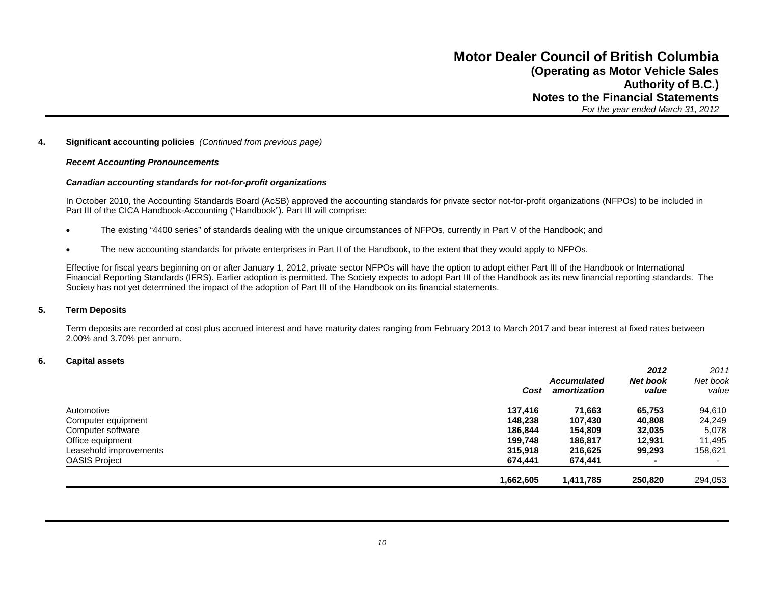# Motor Dealer Council of British Columbia
## (Operating as Motor Vehicle Sales Authority of B.C.)
## Notes to the Financial Statements
*For the year ended March 31, 2012*

**4. Significant accounting policies** *(Continued from previous page)*

***Recent Accounting Pronouncements***

***Canadian accounting standards for not-for-profit organizations***

In October 2010, the Accounting Standards Board (AcSB) approved the accounting standards for private sector not-for-profit organizations (NFPOs) to be included in Part III of the CICA Handbook-Accounting ("Handbook"). Part III will comprise:

- The existing "4400 series" of standards dealing with the unique circumstances of NFPOs, currently in Part V of the Handbook; and
- The new accounting standards for private enterprises in Part II of the Handbook, to the extent that they would apply to NFPOs.

Effective for fiscal years beginning on or after January 1, 2012, private sector NFPOs will have the option to adopt either Part III of the Handbook or International Financial Reporting Standards (IFRS). Earlier adoption is permitted. The Society expects to adopt Part III of the Handbook as its new financial reporting standards. The Society has not yet determined the impact of the adoption of Part III of the Handbook on its financial statements.

**5. Term Deposits**

Term deposits are recorded at cost plus accrued interest and have maturity dates ranging from February 2013 to March 2017 and bear interest at fixed rates between 2.00% and 3.70% per annum.

**6. Capital assets**

| | Cost | Accumulated amortization | 2012 Net book value | 2011 Net book value |
|---|---|---|---|---|
| Automotive | 137,416 | 71,663 | 65,753 | 94,610 |
| Computer equipment | 148,238 | 107,430 | 40,808 | 24,249 |
| Computer software | 186,844 | 154,809 | 32,035 | 5,078 |
| Office equipment | 199,748 | 186,817 | 12,931 | 11,495 |
| Leasehold improvements | 315,918 | 216,625 | 99,293 | 158,621 |
| OASIS Project | 674,441 | 674,441 | - | - |
| | 1,662,605 | 1,411,785 | 250,820 | 294,053 |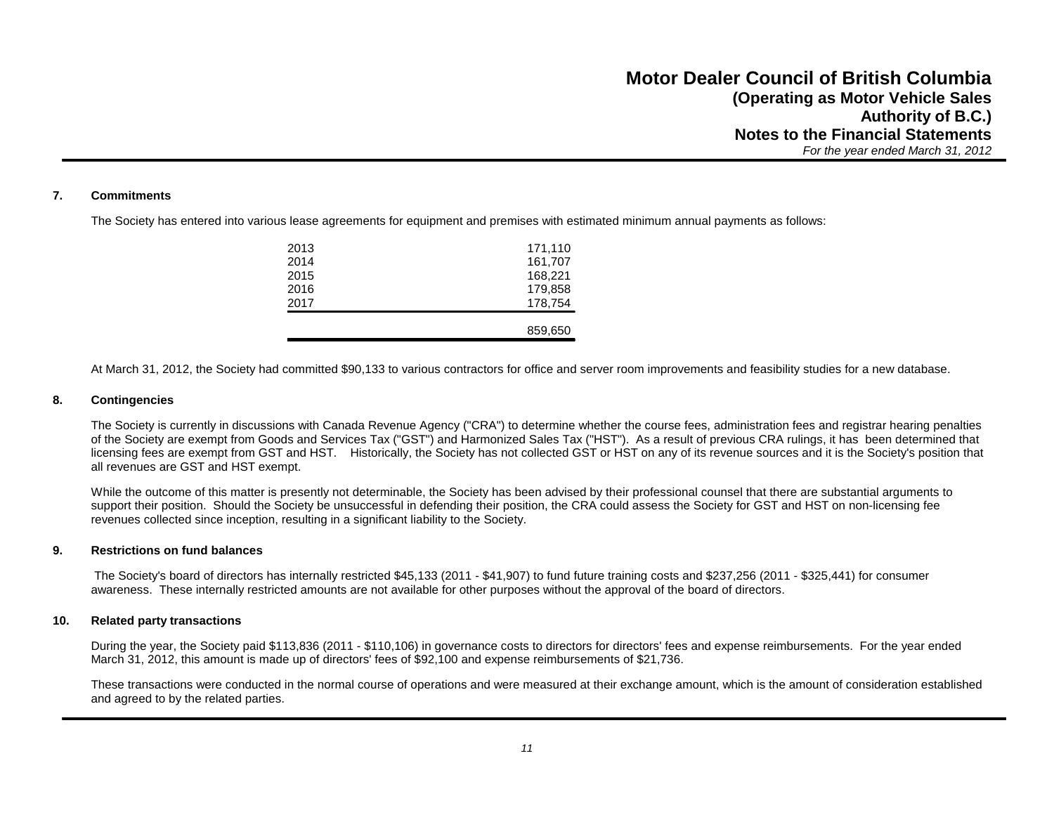# Motor Dealer Council of British Columbia
## (Operating as Motor Vehicle Sales Authority of B.C.)
## Notes to the Financial Statements
*For the year ended March 31, 2012*

### 7. Commitments

The Society has entered into various lease agreements for equipment and premises with estimated minimum annual payments as follows:

| | |
|---|---|
| 2013 | 171,110 |
| 2014 | 161,707 |
| 2015 | 168,221 |
| 2016 | 179,858 |
| 2017 | 178,754 |
| | 859,650 |

At March 31, 2012, the Society had committed $90,133 to various contractors for office and server room improvements and feasibility studies for a new database.

### 8. Contingencies

The Society is currently in discussions with Canada Revenue Agency ("CRA") to determine whether the course fees, administration fees and registrar hearing penalties of the Society are exempt from Goods and Services Tax ("GST") and Harmonized Sales Tax ("HST"). As a result of previous CRA rulings, it has been determined that licensing fees are exempt from GST and HST. Historically, the Society has not collected GST or HST on any of its revenue sources and it is the Society's position that all revenues are GST and HST exempt.

While the outcome of this matter is presently not determinable, the Society has been advised by their professional counsel that there are substantial arguments to support their position. Should the Society be unsuccessful in defending their position, the CRA could assess the Society for GST and HST on non-licensing fee revenues collected since inception, resulting in a significant liability to the Society.

### 9. Restrictions on fund balances

The Society's board of directors has internally restricted $45,133 (2011 - $41,907) to fund future training costs and $237,256 (2011 - $325,441) for consumer awareness. These internally restricted amounts are not available for other purposes without the approval of the board of directors.

### 10. Related party transactions

During the year, the Society paid $113,836 (2011 - $110,106) in governance costs to directors for directors' fees and expense reimbursements. For the year ended March 31, 2012, this amount is made up of directors' fees of $92,100 and expense reimbursements of $21,736.

These transactions were conducted in the normal course of operations and were measured at their exchange amount, which is the amount of consideration established and agreed to by the related parties.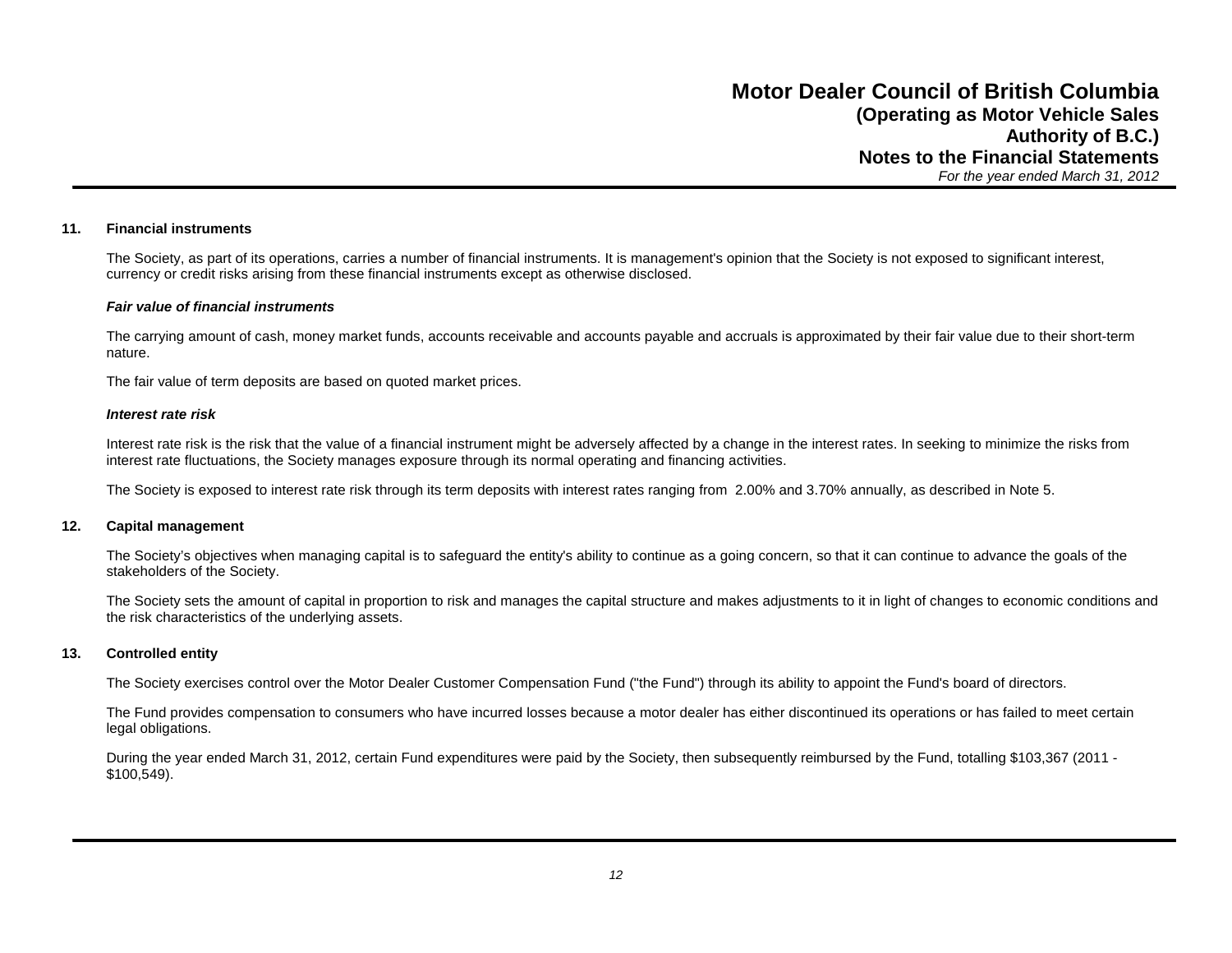## 11. Financial instruments

The Society, as part of its operations, carries a number of financial instruments. It is management's opinion that the Society is not exposed to significant interest, currency or credit risks arising from these financial instruments except as otherwise disclosed.

***Fair value of financial instruments***

The carrying amount of cash, money market funds, accounts receivable and accounts payable and accruals is approximated by their fair value due to their short-term nature.

The fair value of term deposits are based on quoted market prices.

***Interest rate risk***

Interest rate risk is the risk that the value of a financial instrument might be adversely affected by a change in the interest rates. In seeking to minimize the risks from interest rate fluctuations, the Society manages exposure through its normal operating and financing activities.

The Society is exposed to interest rate risk through its term deposits with interest rates ranging from 2.00% and 3.70% annually, as described in Note 5.

## 12. Capital management

The Society's objectives when managing capital is to safeguard the entity's ability to continue as a going concern, so that it can continue to advance the goals of the stakeholders of the Society.

The Society sets the amount of capital in proportion to risk and manages the capital structure and makes adjustments to it in light of changes to economic conditions and the risk characteristics of the underlying assets.

## 13. Controlled entity

The Society exercises control over the Motor Dealer Customer Compensation Fund ("the Fund") through its ability to appoint the Fund's board of directors.

The Fund provides compensation to consumers who have incurred losses because a motor dealer has either discontinued its operations or has failed to meet certain legal obligations.

During the year ended March 31, 2012, certain Fund expenditures were paid by the Society, then subsequently reimbursed by the Fund, totalling $103,367 (2011 - $100,549).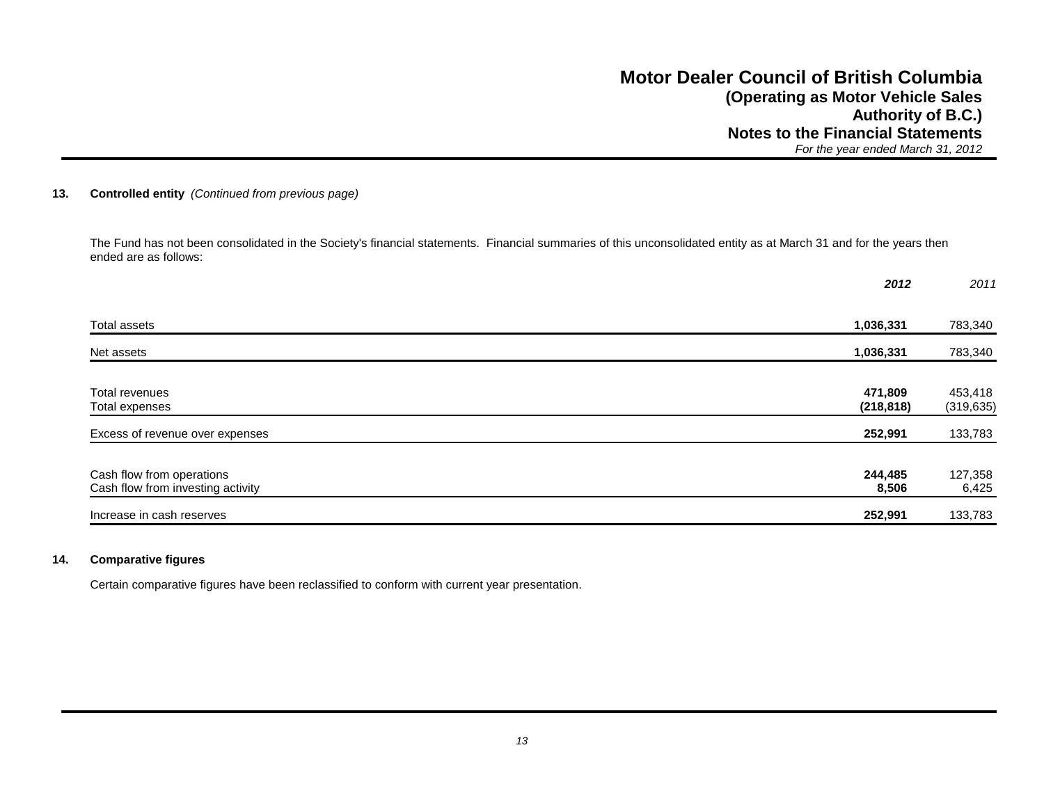Motor Dealer Council of British Columbia
(Operating as Motor Vehicle Sales Authority of B.C.)
Notes to the Financial Statements
*For the year ended March 31, 2012*

**13. Controlled entity** *(Continued from previous page)*

The Fund has not been consolidated in the Society's financial statements. Financial summaries of this unconsolidated entity as at March 31 and for the years then ended are as follows:

| | ***2012*** | *2011* |
|---|---|---|
| Total assets | **1,036,331** | 783,340 |
| Net assets | **1,036,331** | 783,340 |
| Total revenues | **471,809** | 453,418 |
| Total expenses | **(218,818)** | (319,635) |
| Excess of revenue over expenses | **252,991** | 133,783 |
| Cash flow from operations | **244,485** | 127,358 |
| Cash flow from investing activity | **8,506** | 6,425 |
| Increase in cash reserves | **252,991** | 133,783 |

**14. Comparative figures**

Certain comparative figures have been reclassified to conform with current year presentation.